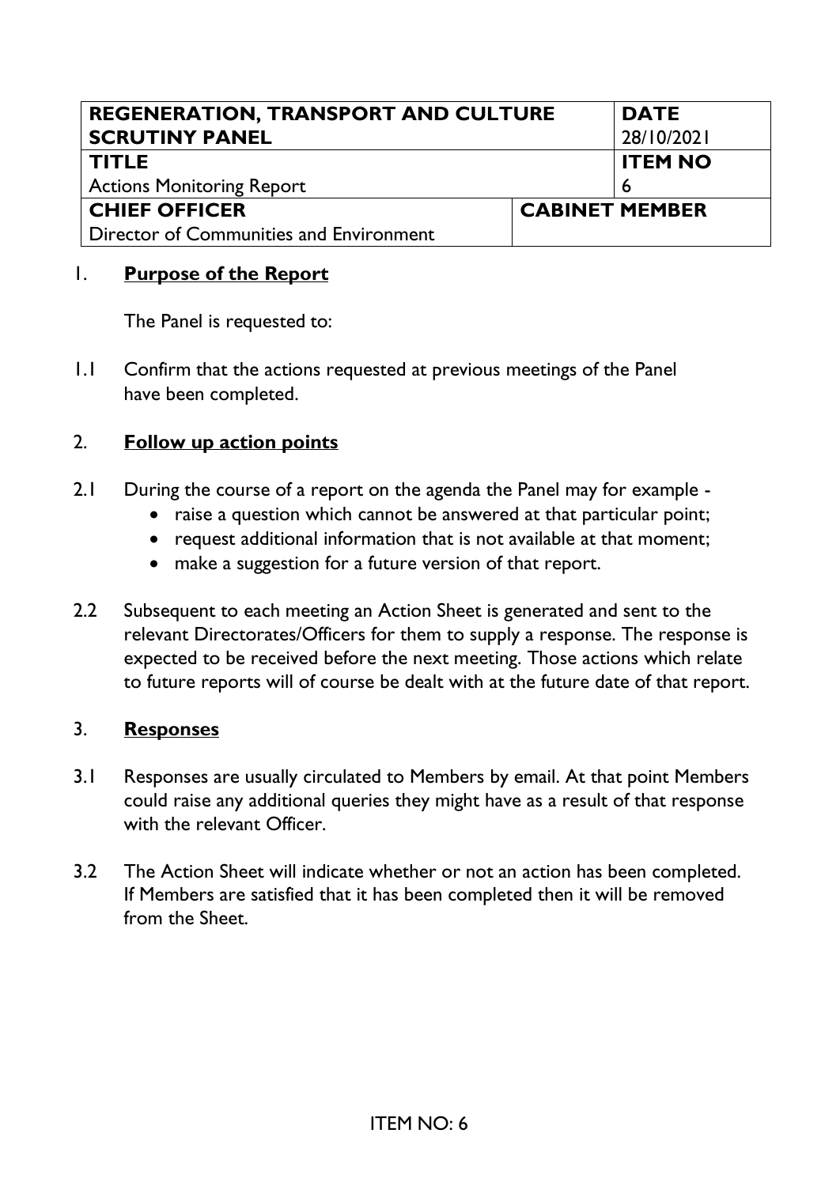| REGENERATION, TRANSPORT AND CULTURE SCRUTINY PANEL | | DATE 28/10/2021 |
|---|---|---|
| **TITLE** Actions Monitoring Report | | **ITEM NO** 6 |
| **CHIEF OFFICER** Director of Communities and Environment | **CABINET MEMBER** | |

## 1. Purpose of the Report

The Panel is requested to:

1.1 Confirm that the actions requested at previous meetings of the Panel have been completed.

## 2. Follow up action points

2.1 During the course of a report on the agenda the Panel may for example -

- raise a question which cannot be answered at that particular point;
- request additional information that is not available at that moment;
- make a suggestion for a future version of that report.

2.2 Subsequent to each meeting an Action Sheet is generated and sent to the relevant Directorates/Officers for them to supply a response. The response is expected to be received before the next meeting. Those actions which relate to future reports will of course be dealt with at the future date of that report.

## 3. Responses

3.1 Responses are usually circulated to Members by email. At that point Members could raise any additional queries they might have as a result of that response with the relevant Officer.

3.2 The Action Sheet will indicate whether or not an action has been completed. If Members are satisfied that it has been completed then it will be removed from the Sheet.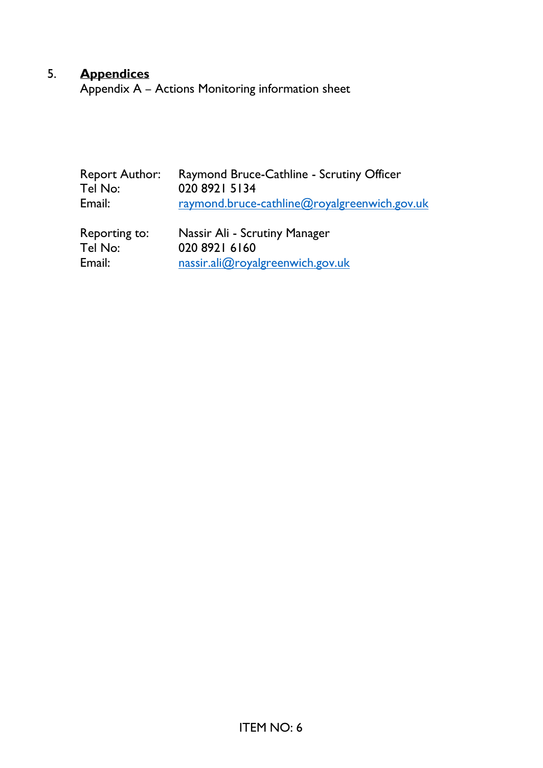## 5. **Appendices**

Appendix A – Actions Monitoring information sheet

| | |
|---|---|
| Report Author: | Raymond Bruce-Cathline - Scrutiny Officer |
| Tel No: | 020 8921 5134 |
| Email: | raymond.bruce-cathline@royalgreenwich.gov.uk |

| | |
|---|---|
| Reporting to: | Nassir Ali - Scrutiny Manager |
| Tel No: | 020 8921 6160 |
| Email: | nassir.ali@royalgreenwich.gov.uk |

ITEM NO: 6